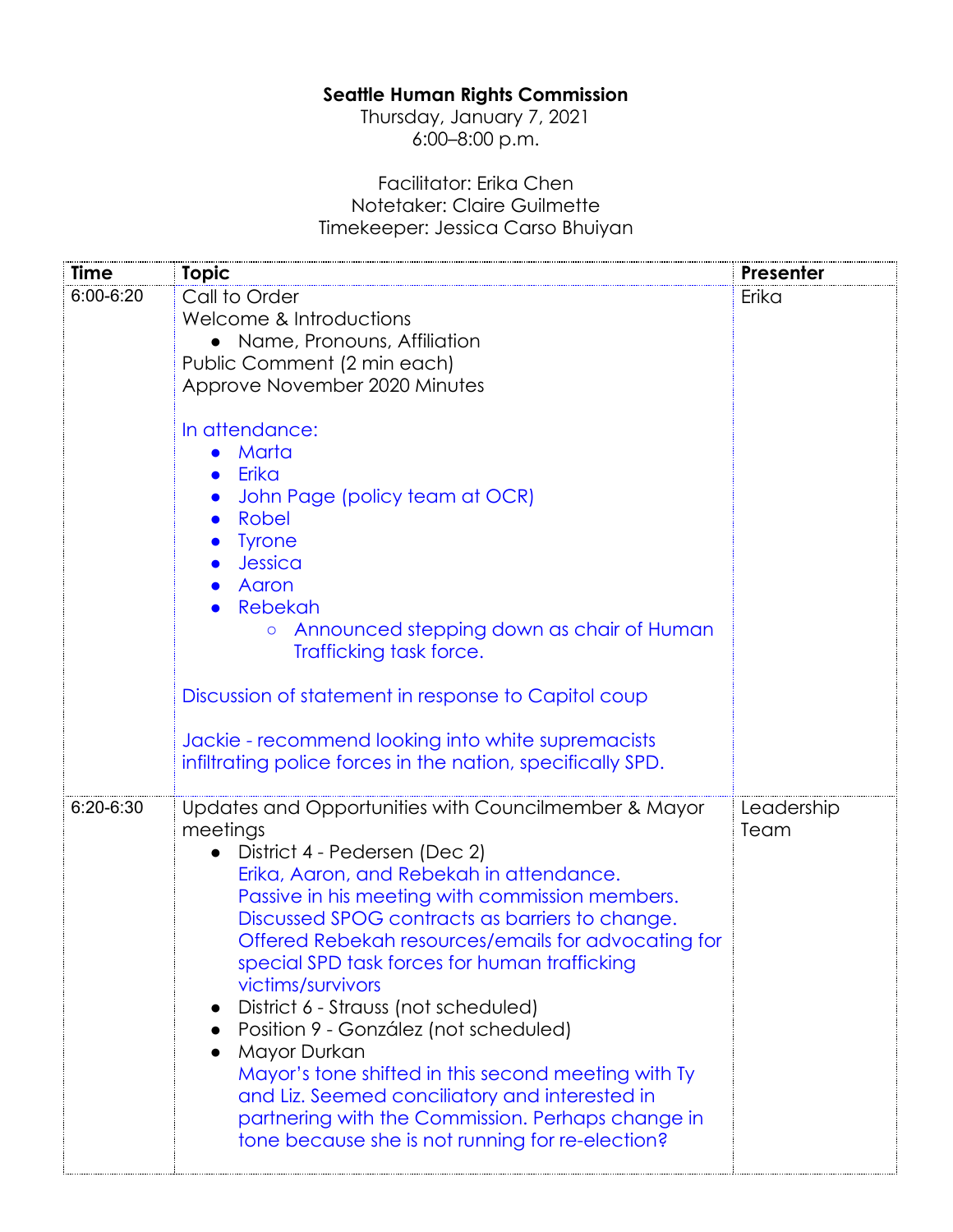**Seattle Human Rights Commission**

Thursday, January 7, 2021
6:00–8:00 p.m.

Facilitator: Erika Chen
Notetaker: Claire Guilmette
Timekeeper: Jessica Carso Bhuiyan

| Time | Topic | Presenter |
| --- | --- | --- |
| 6:00-6:20 | Call to Order<br>Welcome & Introductions<br>• Name, Pronouns, Affiliation<br>Public Comment (2 min each)<br>Approve November 2020 Minutes<br><br>In attendance:<br>• Marta<br>• Erika<br>• John Page (policy team at OCR)<br>• Robel<br>• Tyrone<br>• Jessica<br>• Aaron<br>• Rebekah<br>  ○ Announced stepping down as chair of Human Trafficking task force.<br><br>Discussion of statement in response to Capitol coup<br><br>Jackie - recommend looking into white supremacists infiltrating police forces in the nation, specifically SPD. | Erika |
| 6:20-6:30 | Updates and Opportunities with Councilmember & Mayor meetings<br>• District 4 - Pedersen (Dec 2)<br>Erika, Aaron, and Rebekah in attendance.<br>Passive in his meeting with commission members.<br>Discussed SPOG contracts as barriers to change.<br>Offered Rebekah resources/emails for advocating for special SPD task forces for human trafficking victims/survivors<br>• District 6 - Strauss (not scheduled)<br>• Position 9 - González (not scheduled)<br>• Mayor Durkan<br>Mayor's tone shifted in this second meeting with Ty and Liz. Seemed conciliatory and interested in partnering with the Commission. Perhaps change in tone because she is not running for re-election? | Leadership Team |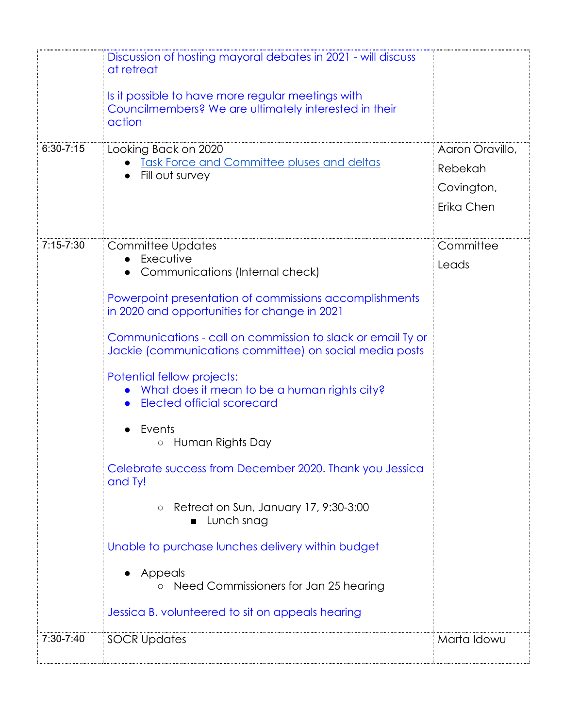| | | |
|---|---|---|
| | Discussion of hosting mayoral debates in 2021 - will discuss at retreat<br><br>Is it possible to have more regular meetings with Councilmembers? We are ultimately interested in their action | |
| 6:30-7:15 | Looking Back on 2020<br>• Task Force and Committee pluses and deltas<br>• Fill out survey | Aaron Oravillo, Rebekah Covington, Erika Chen |
| 7:15-7:30 | Committee Updates<br>• Executive<br>• Communications (Internal check)<br><br>Powerpoint presentation of commissions accomplishments in 2020 and opportunities for change in 2021<br><br>Communications - call on commission to slack or email Ty or Jackie (communications committee) on social media posts<br><br>Potential fellow projects:<br>• What does it mean to be a human rights city?<br>• Elected official scorecard<br><br>• Events<br>  ○ Human Rights Day<br><br>Celebrate success from December 2020. Thank you Jessica and Ty!<br><br>  ○ Retreat on Sun, January 17, 9:30-3:00<br>    ■ Lunch snag<br><br>Unable to purchase lunches delivery within budget<br><br>• Appeals<br>  ○ Need Commissioners for Jan 25 hearing<br><br>Jessica B. volunteered to sit on appeals hearing | Committee Leads |
| 7:30-7:40 | SOCR Updates | Marta Idowu |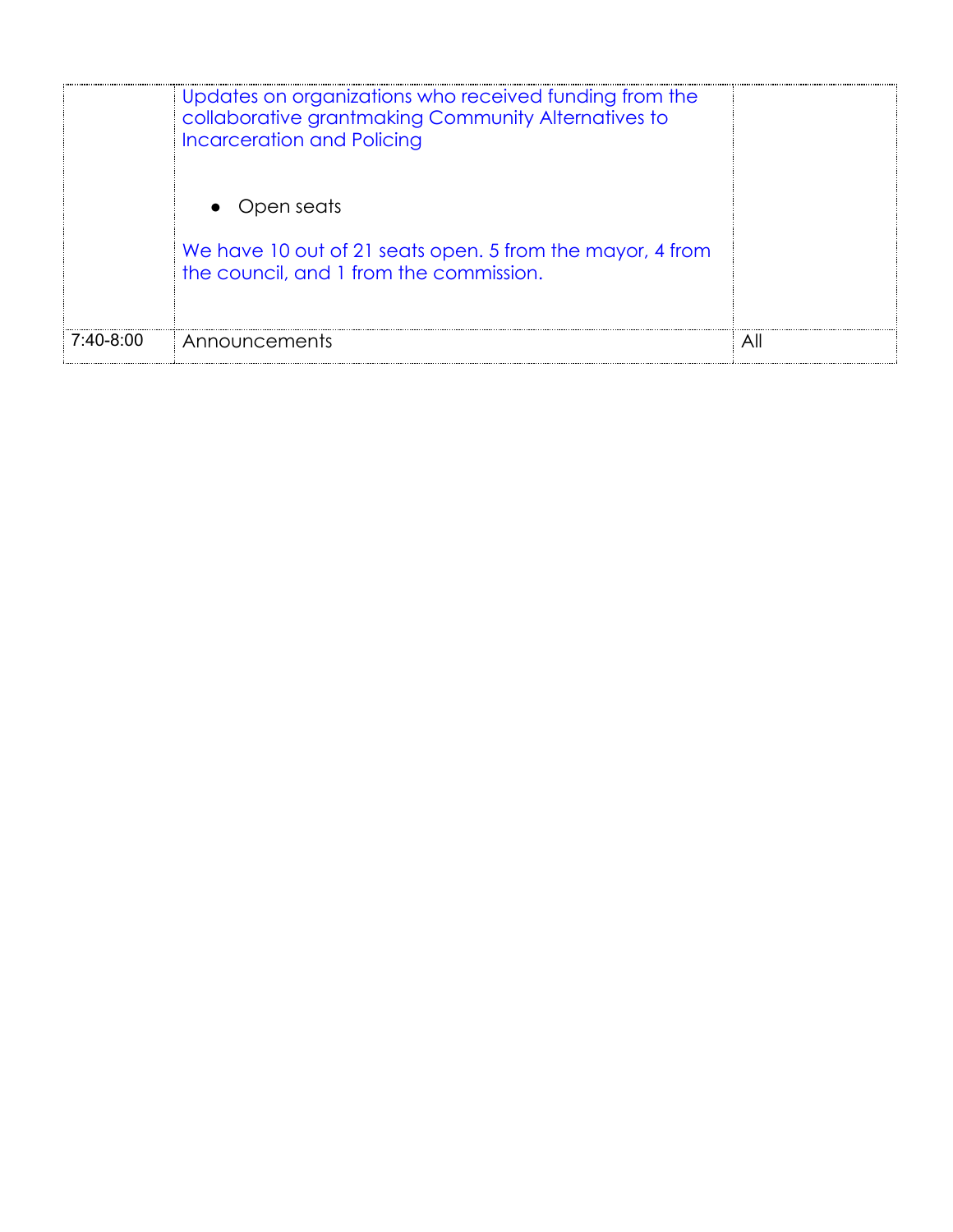| | | |
|---|---|---|
| | Updates on organizations who received funding from the collaborative grantmaking Community Alternatives to Incarceration and Policing<br><br>• Open seats<br><br>We have 10 out of 21 seats open. 5 from the mayor, 4 from the council, and 1 from the commission. | |
| 7:40-8:00 | Announcements | All |